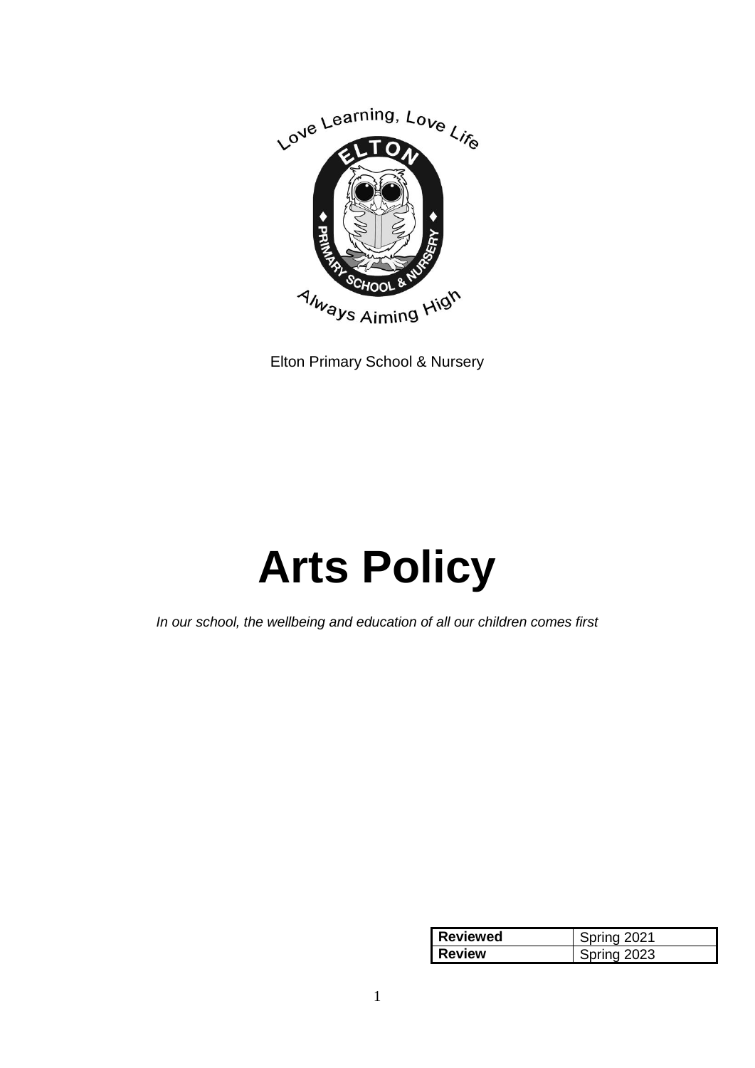Elton Primary School & Nursery

# Arts Policy

*In our school, the wellbeing and education of all our children comes first*

| **Reviewed** | Spring 2021 |
|---|---|
| **Review** | Spring 2023 |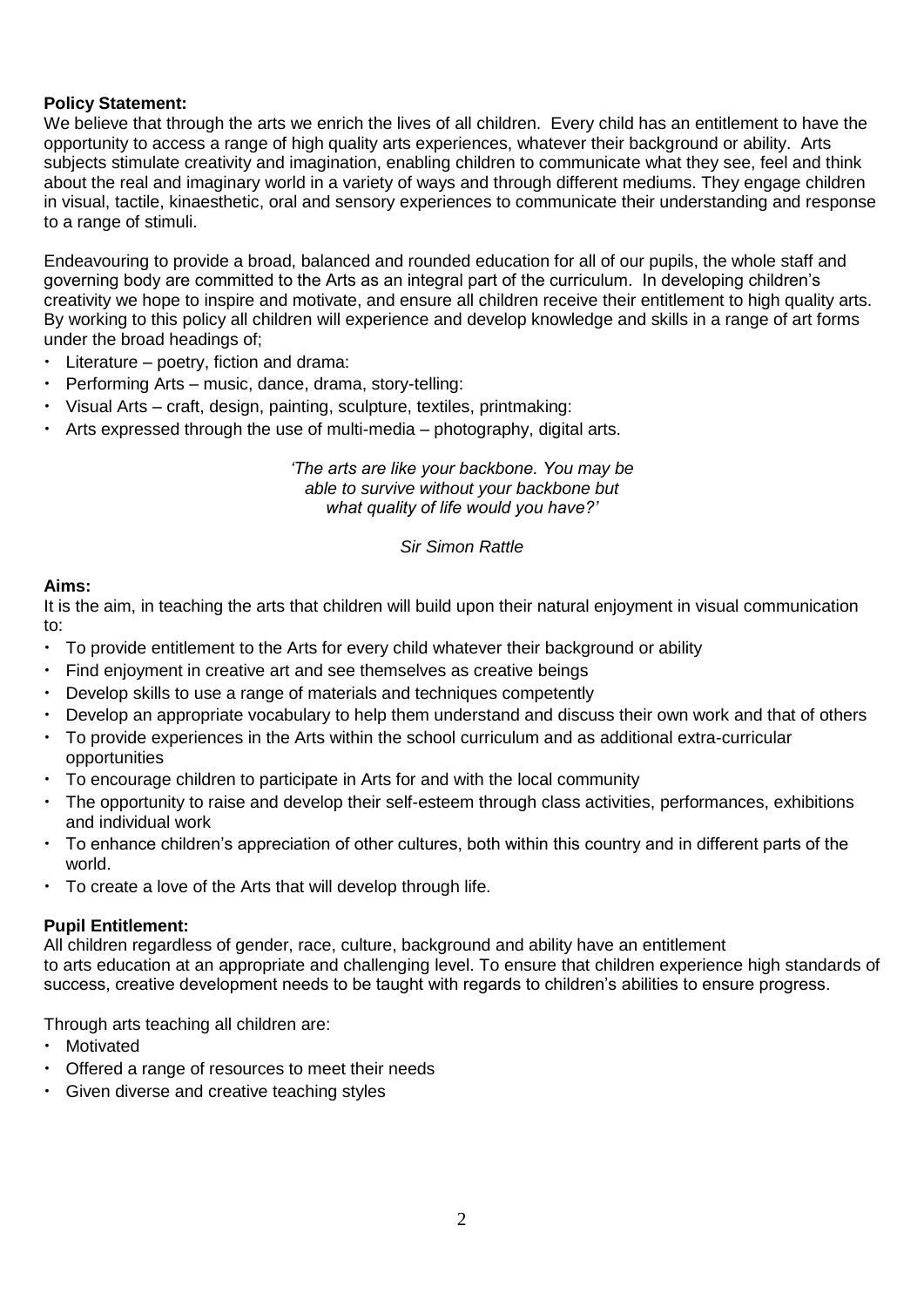**Policy Statement:**

We believe that through the arts we enrich the lives of all children. Every child has an entitlement to have the opportunity to access a range of high quality arts experiences, whatever their background or ability. Arts subjects stimulate creativity and imagination, enabling children to communicate what they see, feel and think about the real and imaginary world in a variety of ways and through different mediums. They engage children in visual, tactile, kinaesthetic, oral and sensory experiences to communicate their understanding and response to a range of stimuli.

Endeavouring to provide a broad, balanced and rounded education for all of our pupils, the whole staff and governing body are committed to the Arts as an integral part of the curriculum. In developing children's creativity we hope to inspire and motivate, and ensure all children receive their entitlement to high quality arts. By working to this policy all children will experience and develop knowledge and skills in a range of art forms under the broad headings of;

- Literature – poetry, fiction and drama:
- Performing Arts – music, dance, drama, story-telling:
- Visual Arts – craft, design, painting, sculpture, textiles, printmaking:
- Arts expressed through the use of multi-media – photography, digital arts.

*'The arts are like your backbone. You may be able to survive without your backbone but what quality of life would you have?'*

*Sir Simon Rattle*

**Aims:**

It is the aim, in teaching the arts that children will build upon their natural enjoyment in visual communication to:

- To provide entitlement to the Arts for every child whatever their background or ability
- Find enjoyment in creative art and see themselves as creative beings
- Develop skills to use a range of materials and techniques competently
- Develop an appropriate vocabulary to help them understand and discuss their own work and that of others
- To provide experiences in the Arts within the school curriculum and as additional extra-curricular opportunities
- To encourage children to participate in Arts for and with the local community
- The opportunity to raise and develop their self-esteem through class activities, performances, exhibitions and individual work
- To enhance children's appreciation of other cultures, both within this country and in different parts of the world.
- To create a love of the Arts that will develop through life.

**Pupil Entitlement:**

All children regardless of gender, race, culture, background and ability have an entitlement to arts education at an appropriate and challenging level. To ensure that children experience high standards of success, creative development needs to be taught with regards to children's abilities to ensure progress.

Through arts teaching all children are:

- Motivated
- Offered a range of resources to meet their needs
- Given diverse and creative teaching styles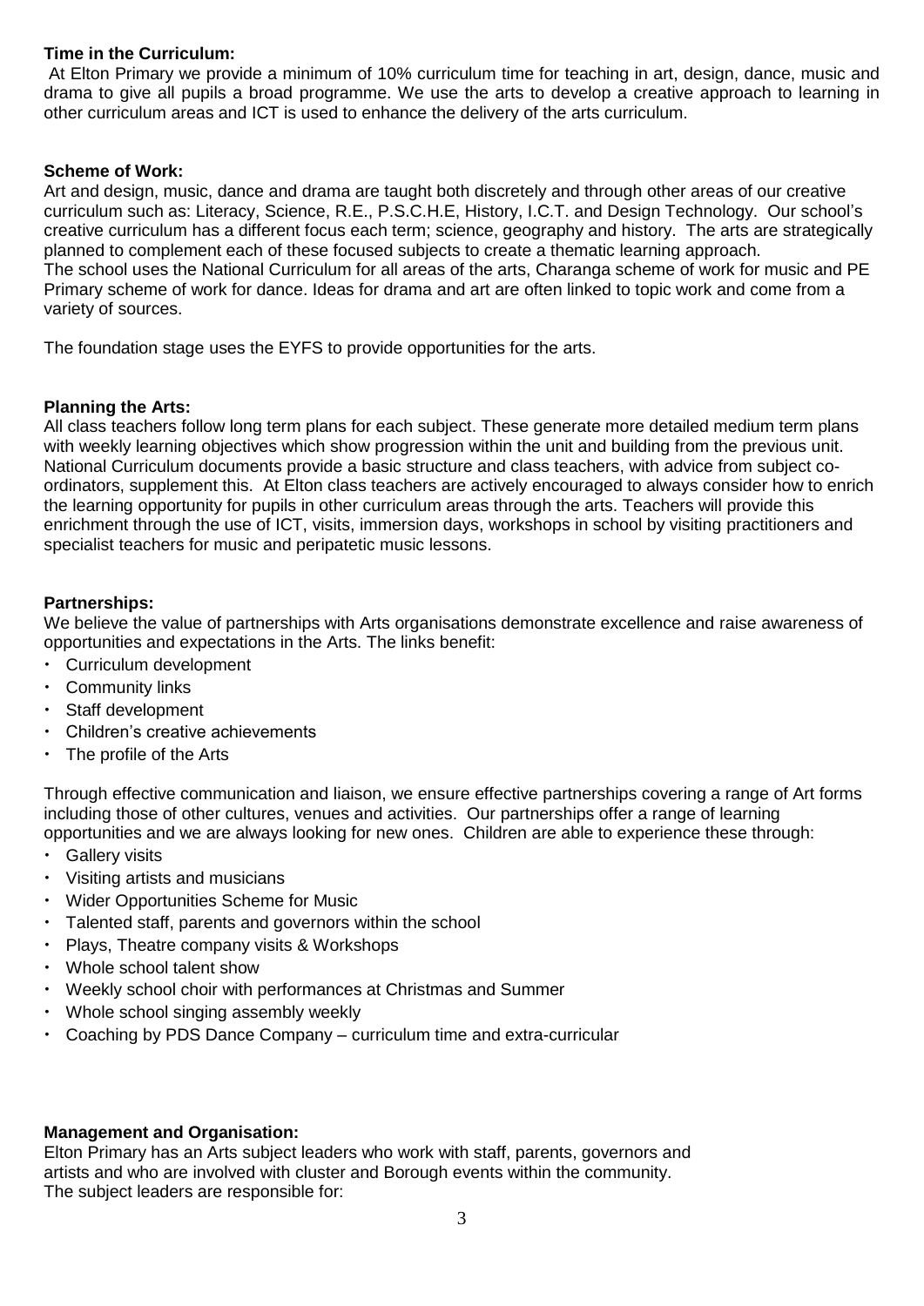**Time in the Curriculum:**

At Elton Primary we provide a minimum of 10% curriculum time for teaching in art, design, dance, music and drama to give all pupils a broad programme. We use the arts to develop a creative approach to learning in other curriculum areas and ICT is used to enhance the delivery of the arts curriculum.

**Scheme of Work:**

Art and design, music, dance and drama are taught both discretely and through other areas of our creative curriculum such as: Literacy, Science, R.E., P.S.C.H.E, History, I.C.T. and Design Technology. Our school's creative curriculum has a different focus each term; science, geography and history. The arts are strategically planned to complement each of these focused subjects to create a thematic learning approach.
The school uses the National Curriculum for all areas of the arts, Charanga scheme of work for music and PE Primary scheme of work for dance. Ideas for drama and art are often linked to topic work and come from a variety of sources.

The foundation stage uses the EYFS to provide opportunities for the arts.

**Planning the Arts:**

All class teachers follow long term plans for each subject. These generate more detailed medium term plans with weekly learning objectives which show progression within the unit and building from the previous unit. National Curriculum documents provide a basic structure and class teachers, with advice from subject co-ordinators, supplement this. At Elton class teachers are actively encouraged to always consider how to enrich the learning opportunity for pupils in other curriculum areas through the arts. Teachers will provide this enrichment through the use of ICT, visits, immersion days, workshops in school by visiting practitioners and specialist teachers for music and peripatetic music lessons.

**Partnerships:**

We believe the value of partnerships with Arts organisations demonstrate excellence and raise awareness of opportunities and expectations in the Arts. The links benefit:

- Curriculum development
- Community links
- Staff development
- Children's creative achievements
- The profile of the Arts

Through effective communication and liaison, we ensure effective partnerships covering a range of Art forms including those of other cultures, venues and activities. Our partnerships offer a range of learning opportunities and we are always looking for new ones. Children are able to experience these through:

- Gallery visits
- Visiting artists and musicians
- Wider Opportunities Scheme for Music
- Talented staff, parents and governors within the school
- Plays, Theatre company visits & Workshops
- Whole school talent show
- Weekly school choir with performances at Christmas and Summer
- Whole school singing assembly weekly
- Coaching by PDS Dance Company – curriculum time and extra-curricular

**Management and Organisation:**

Elton Primary has an Arts subject leaders who work with staff, parents, governors and artists and who are involved with cluster and Borough events within the community.
The subject leaders are responsible for: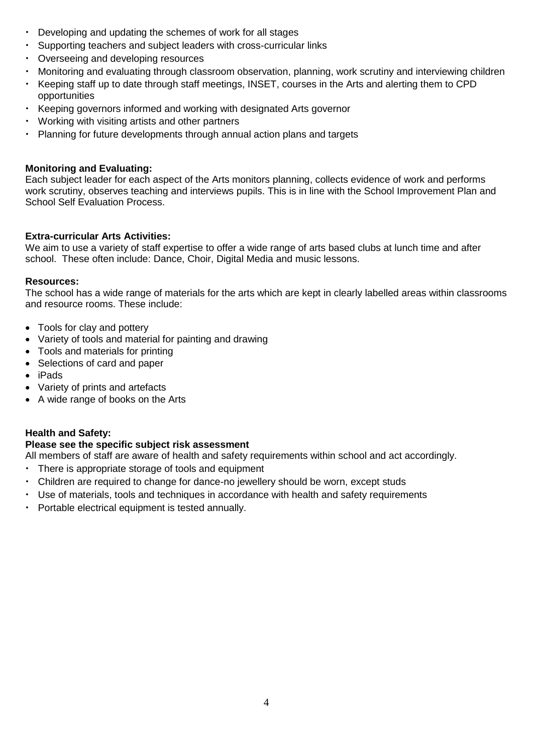- Developing and updating the schemes of work for all stages
- Supporting teachers and subject leaders with cross-curricular links
- Overseeing and developing resources
- Monitoring and evaluating through classroom observation, planning, work scrutiny and interviewing children
- Keeping staff up to date through staff meetings, INSET, courses in the Arts and alerting them to CPD opportunities
- Keeping governors informed and working with designated Arts governor
- Working with visiting artists and other partners
- Planning for future developments through annual action plans and targets

**Monitoring and Evaluating:**

Each subject leader for each aspect of the Arts monitors planning, collects evidence of work and performs work scrutiny, observes teaching and interviews pupils. This is in line with the School Improvement Plan and School Self Evaluation Process.

**Extra-curricular Arts Activities:**

We aim to use a variety of staff expertise to offer a wide range of arts based clubs at lunch time and after school. These often include: Dance, Choir, Digital Media and music lessons.

**Resources:**

The school has a wide range of materials for the arts which are kept in clearly labelled areas within classrooms and resource rooms. These include:

- Tools for clay and pottery
- Variety of tools and material for painting and drawing
- Tools and materials for printing
- Selections of card and paper
- iPads
- Variety of prints and artefacts
- A wide range of books on the Arts

**Health and Safety:**

**Please see the specific subject risk assessment**

All members of staff are aware of health and safety requirements within school and act accordingly.

- There is appropriate storage of tools and equipment
- Children are required to change for dance-no jewellery should be worn, except studs
- Use of materials, tools and techniques in accordance with health and safety requirements
- Portable electrical equipment is tested annually.